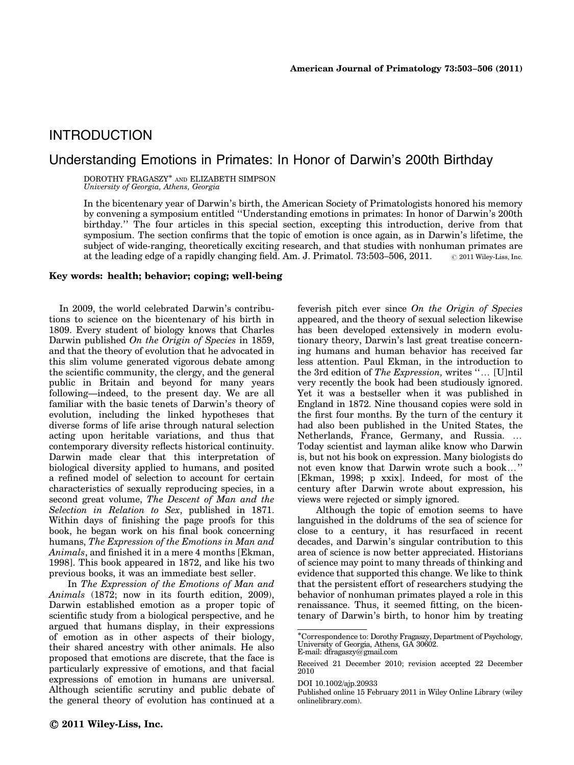# INTRODUCTION

## Understanding Emotions in Primates: In Honor of Darwin's 200th Birthday

DOROTHY FRAGASZY* AND ELIZABETH SIMPSON
*University of Georgia, Athens, Georgia*

In the bicentenary year of Darwin's birth, the American Society of Primatologists honored his memory by convening a symposium entitled ''Understanding emotions in primates: In honor of Darwin's 200th birthday.'' The four articles in this special section, excepting this introduction, derive from that symposium. The section confirms that the topic of emotion is once again, as in Darwin's lifetime, the subject of wide-ranging, theoretically exciting research, and that studies with nonhuman primates are at the leading edge of a rapidly changing field. Am. J. Primatol. 73:503–506, 2011. © 2011 Wiley-Liss, Inc.

**Key words: health; behavior; coping; well-being**

In 2009, the world celebrated Darwin's contributions to science on the bicentenary of his birth in 1809. Every student of biology knows that Charles Darwin published *On the Origin of Species* in 1859, and that the theory of evolution that he advocated in this slim volume generated vigorous debate among the scientific community, the clergy, and the general public in Britain and beyond for many years following—indeed, to the present day. We are all familiar with the basic tenets of Darwin's theory of evolution, including the linked hypotheses that diverse forms of life arise through natural selection acting upon heritable variations, and thus that contemporary diversity reflects historical continuity. Darwin made clear that this interpretation of biological diversity applied to humans, and posited a refined model of selection to account for certain characteristics of sexually reproducing species, in a second great volume, *The Descent of Man and the Selection in Relation to Sex*, published in 1871. Within days of finishing the page proofs for this book, he began work on his final book concerning humans, *The Expression of the Emotions in Man and Animals*, and finished it in a mere 4 months [Ekman, 1998]. This book appeared in 1872, and like his two previous books, it was an immediate best seller.

In *The Expression of the Emotions of Man and Animals* (1872; now in its fourth edition, 2009), Darwin established emotion as a proper topic of scientific study from a biological perspective, and he argued that humans display, in their expressions of emotion as in other aspects of their biology, their shared ancestry with other animals. He also proposed that emotions are discrete, that the face is particularly expressive of emotions, and that facial expressions of emotion in humans are universal. Although scientific scrutiny and public debate of the general theory of evolution has continued at a feverish pitch ever since *On the Origin of Species* appeared, and the theory of sexual selection likewise has been developed extensively in modern evolutionary theory, Darwin's last great treatise concerning humans and human behavior has received far less attention. Paul Ekman, in the introduction to the 3rd edition of *The Expression,* writes ''… [U]ntil very recently the book had been studiously ignored. Yet it was a bestseller when it was published in England in 1872. Nine thousand copies were sold in the first four months. By the turn of the century it had also been published in the United States, the Netherlands, France, Germany, and Russia. … Today scientist and layman alike know who Darwin is, but not his book on expression. Many biologists do not even know that Darwin wrote such a book…'' [Ekman, 1998; p xxix]. Indeed, for most of the century after Darwin wrote about expression, his views were rejected or simply ignored.

Although the topic of emotion seems to have languished in the doldrums of the sea of science for close to a century, it has resurfaced in recent decades, and Darwin's singular contribution to this area of science is now better appreciated. Historians of science may point to many threads of thinking and evidence that supported this change. We like to think that the persistent effort of researchers studying the behavior of nonhuman primates played a role in this renaissance. Thus, it seemed fitting, on the bicentenary of Darwin's birth, to honor him by treating

*Correspondence to: Dorothy Fragaszy, Department of Psychology, University of Georgia, Athens, GA 30602.
E-mail: dfragaszy@gmail.com

Received 21 December 2010; revision accepted 22 December 2010

DOI 10.1002/ajp.20933
Published online 15 February 2011 in Wiley Online Library (wileyonlinelibrary.com).

© 2011 Wiley-Liss, Inc.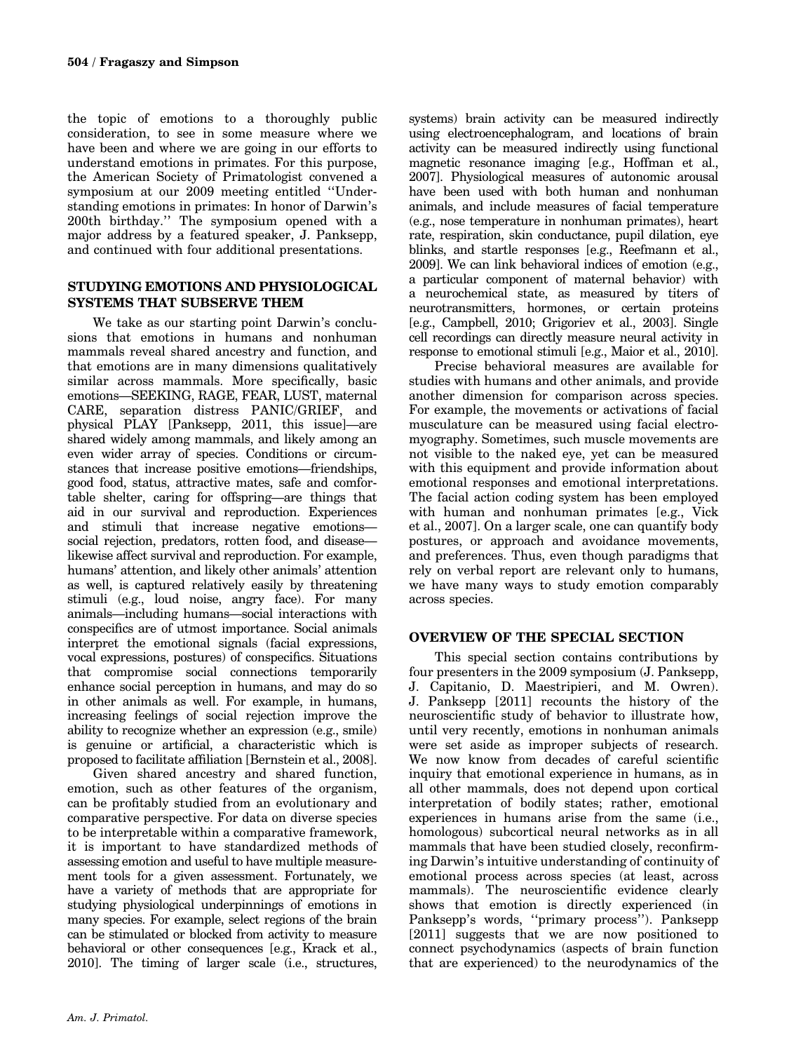the topic of emotions to a thoroughly public consideration, to see in some measure where we have been and where we are going in our efforts to understand emotions in primates. For this purpose, the American Society of Primatologist convened a symposium at our 2009 meeting entitled ''Understanding emotions in primates: In honor of Darwin's 200th birthday.'' The symposium opened with a major address by a featured speaker, J. Panksepp, and continued with four additional presentations.

## STUDYING EMOTIONS AND PHYSIOLOGICAL SYSTEMS THAT SUBSERVE THEM

We take as our starting point Darwin's conclusions that emotions in humans and nonhuman mammals reveal shared ancestry and function, and that emotions are in many dimensions qualitatively similar across mammals. More specifically, basic emotions—SEEKING, RAGE, FEAR, LUST, maternal CARE, separation distress PANIC/GRIEF, and physical PLAY [Panksepp, 2011, this issue]—are shared widely among mammals, and likely among an even wider array of species. Conditions or circumstances that increase positive emotions—friendships, good food, status, attractive mates, safe and comfortable shelter, caring for offspring—are things that aid in our survival and reproduction. Experiences and stimuli that increase negative emotions—social rejection, predators, rotten food, and disease—likewise affect survival and reproduction. For example, humans' attention, and likely other animals' attention as well, is captured relatively easily by threatening stimuli (e.g., loud noise, angry face). For many animals—including humans—social interactions with conspecifics are of utmost importance. Social animals interpret the emotional signals (facial expressions, vocal expressions, postures) of conspecifics. Situations that compromise social connections temporarily enhance social perception in humans, and may do so in other animals as well. For example, in humans, increasing feelings of social rejection improve the ability to recognize whether an expression (e.g., smile) is genuine or artificial, a characteristic which is proposed to facilitate affiliation [Bernstein et al., 2008].

Given shared ancestry and shared function, emotion, such as other features of the organism, can be profitably studied from an evolutionary and comparative perspective. For data on diverse species to be interpretable within a comparative framework, it is important to have standardized methods of assessing emotion and useful to have multiple measurement tools for a given assessment. Fortunately, we have a variety of methods that are appropriate for studying physiological underpinnings of emotions in many species. For example, select regions of the brain can be stimulated or blocked from activity to measure behavioral or other consequences [e.g., Krack et al., 2010]. The timing of larger scale (i.e., structures, systems) brain activity can be measured indirectly using electroencephalogram, and locations of brain activity can be measured indirectly using functional magnetic resonance imaging [e.g., Hoffman et al., 2007]. Physiological measures of autonomic arousal have been used with both human and nonhuman animals, and include measures of facial temperature (e.g., nose temperature in nonhuman primates), heart rate, respiration, skin conductance, pupil dilation, eye blinks, and startle responses [e.g., Reefmann et al., 2009]. We can link behavioral indices of emotion (e.g., a particular component of maternal behavior) with a neurochemical state, as measured by titers of neurotransmitters, hormones, or certain proteins [e.g., Campbell, 2010; Grigoriev et al., 2003]. Single cell recordings can directly measure neural activity in response to emotional stimuli [e.g., Maior et al., 2010].

Precise behavioral measures are available for studies with humans and other animals, and provide another dimension for comparison across species. For example, the movements or activations of facial musculature can be measured using facial electromyography. Sometimes, such muscle movements are not visible to the naked eye, yet can be measured with this equipment and provide information about emotional responses and emotional interpretations. The facial action coding system has been employed with human and nonhuman primates [e.g., Vick et al., 2007]. On a larger scale, one can quantify body postures, or approach and avoidance movements, and preferences. Thus, even though paradigms that rely on verbal report are relevant only to humans, we have many ways to study emotion comparably across species.

## OVERVIEW OF THE SPECIAL SECTION

This special section contains contributions by four presenters in the 2009 symposium (J. Panksepp, J. Capitanio, D. Maestripieri, and M. Owren). J. Panksepp [2011] recounts the history of the neuroscientific study of behavior to illustrate how, until very recently, emotions in nonhuman animals were set aside as improper subjects of research. We now know from decades of careful scientific inquiry that emotional experience in humans, as in all other mammals, does not depend upon cortical interpretation of bodily states; rather, emotional experiences in humans arise from the same (i.e., homologous) subcortical neural networks as in all mammals that have been studied closely, reconfirming Darwin's intuitive understanding of continuity of emotional process across species (at least, across mammals). The neuroscientific evidence clearly shows that emotion is directly experienced (in Panksepp's words, ''primary process''). Panksepp [2011] suggests that we are now positioned to connect psychodynamics (aspects of brain function that are experienced) to the neurodynamics of the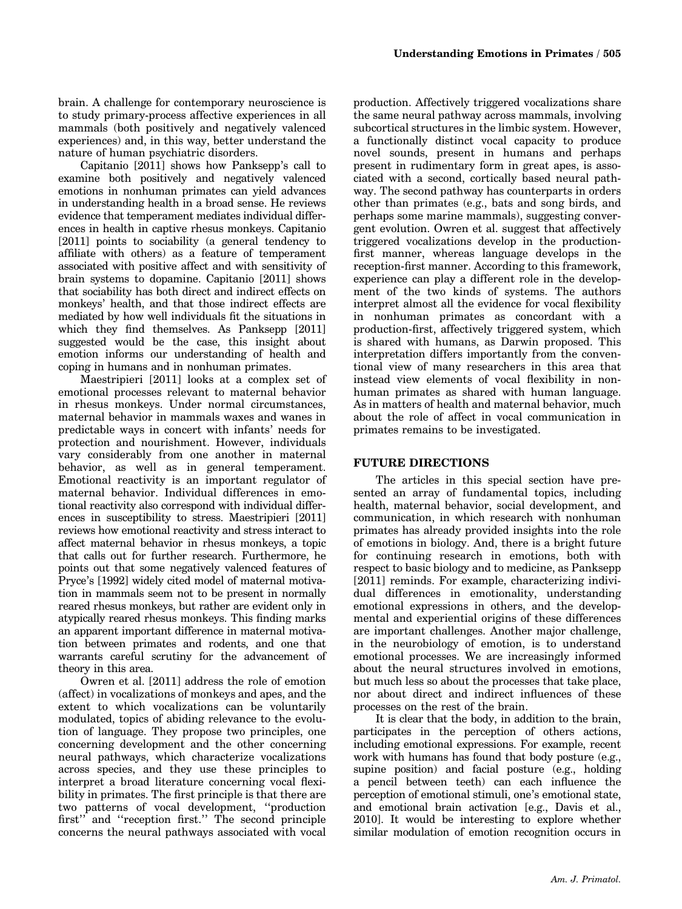brain. A challenge for contemporary neuroscience is to study primary-process affective experiences in all mammals (both positively and negatively valenced experiences) and, in this way, better understand the nature of human psychiatric disorders.

Capitanio [2011] shows how Panksepp's call to examine both positively and negatively valenced emotions in nonhuman primates can yield advances in understanding health in a broad sense. He reviews evidence that temperament mediates individual differences in health in captive rhesus monkeys. Capitanio [2011] points to sociability (a general tendency to affiliate with others) as a feature of temperament associated with positive affect and with sensitivity of brain systems to dopamine. Capitanio [2011] shows that sociability has both direct and indirect effects on monkeys' health, and that those indirect effects are mediated by how well individuals fit the situations in which they find themselves. As Panksepp [2011] suggested would be the case, this insight about emotion informs our understanding of health and coping in humans and in nonhuman primates.

Maestripieri [2011] looks at a complex set of emotional processes relevant to maternal behavior in rhesus monkeys. Under normal circumstances, maternal behavior in mammals waxes and wanes in predictable ways in concert with infants' needs for protection and nourishment. However, individuals vary considerably from one another in maternal behavior, as well as in general temperament. Emotional reactivity is an important regulator of maternal behavior. Individual differences in emotional reactivity also correspond with individual differences in susceptibility to stress. Maestripieri [2011] reviews how emotional reactivity and stress interact to affect maternal behavior in rhesus monkeys, a topic that calls out for further research. Furthermore, he points out that some negatively valenced features of Pryce's [1992] widely cited model of maternal motivation in mammals seem not to be present in normally reared rhesus monkeys, but rather are evident only in atypically reared rhesus monkeys. This finding marks an apparent important difference in maternal motivation between primates and rodents, and one that warrants careful scrutiny for the advancement of theory in this area.

Owren et al. [2011] address the role of emotion (affect) in vocalizations of monkeys and apes, and the extent to which vocalizations can be voluntarily modulated, topics of abiding relevance to the evolution of language. They propose two principles, one concerning development and the other concerning neural pathways, which characterize vocalizations across species, and they use these principles to interpret a broad literature concerning vocal flexibility in primates. The first principle is that there are two patterns of vocal development, ''production first'' and ''reception first.'' The second principle concerns the neural pathways associated with vocal production. Affectively triggered vocalizations share the same neural pathway across mammals, involving subcortical structures in the limbic system. However, a functionally distinct vocal capacity to produce novel sounds, present in humans and perhaps present in rudimentary form in great apes, is associated with a second, cortically based neural pathway. The second pathway has counterparts in orders other than primates (e.g., bats and song birds, and perhaps some marine mammals), suggesting convergent evolution. Owren et al. suggest that affectively triggered vocalizations develop in the production-first manner, whereas language develops in the reception-first manner. According to this framework, experience can play a different role in the development of the two kinds of systems. The authors interpret almost all the evidence for vocal flexibility in nonhuman primates as concordant with a production-first, affectively triggered system, which is shared with humans, as Darwin proposed. This interpretation differs importantly from the conventional view of many researchers in this area that instead view elements of vocal flexibility in nonhuman primates as shared with human language. As in matters of health and maternal behavior, much about the role of affect in vocal communication in primates remains to be investigated.

## FUTURE DIRECTIONS

The articles in this special section have presented an array of fundamental topics, including health, maternal behavior, social development, and communication, in which research with nonhuman primates has already provided insights into the role of emotions in biology. And, there is a bright future for continuing research in emotions, both with respect to basic biology and to medicine, as Panksepp [2011] reminds. For example, characterizing individual differences in emotionality, understanding emotional expressions in others, and the developmental and experiential origins of these differences are important challenges. Another major challenge, in the neurobiology of emotion, is to understand emotional processes. We are increasingly informed about the neural structures involved in emotions, but much less so about the processes that take place, nor about direct and indirect influences of these processes on the rest of the brain.

It is clear that the body, in addition to the brain, participates in the perception of others actions, including emotional expressions. For example, recent work with humans has found that body posture (e.g., supine position) and facial posture (e.g., holding a pencil between teeth) can each influence the perception of emotional stimuli, one's emotional state, and emotional brain activation [e.g., Davis et al., 2010]. It would be interesting to explore whether similar modulation of emotion recognition occurs in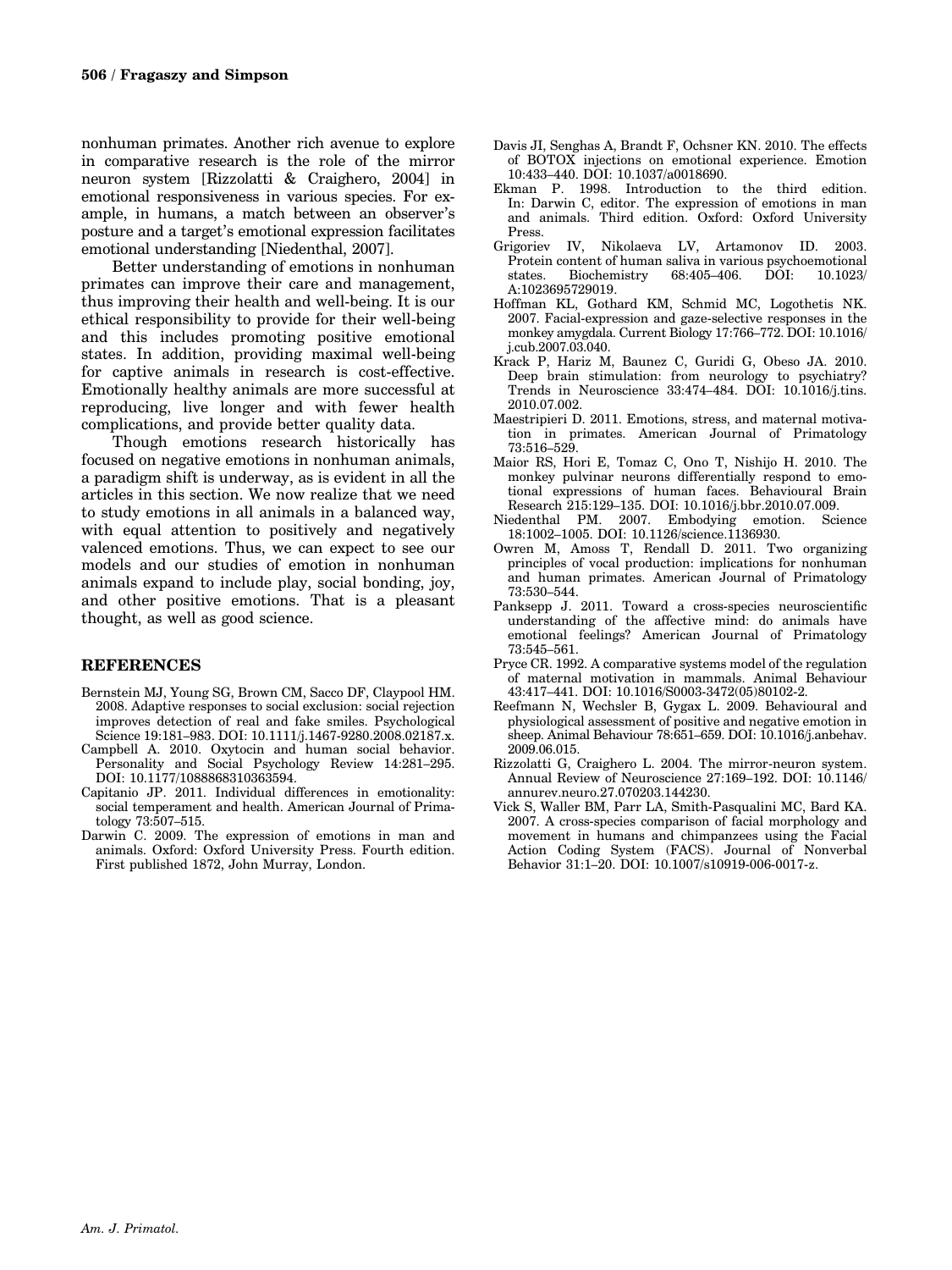nonhuman primates. Another rich avenue to explore in comparative research is the role of the mirror neuron system [Rizzolatti & Craighero, 2004] in emotional responsiveness in various species. For example, in humans, a match between an observer's posture and a target's emotional expression facilitates emotional understanding [Niedenthal, 2007].

Better understanding of emotions in nonhuman primates can improve their care and management, thus improving their health and well-being. It is our ethical responsibility to provide for their well-being and this includes promoting positive emotional states. In addition, providing maximal well-being for captive animals in research is cost-effective. Emotionally healthy animals are more successful at reproducing, live longer and with fewer health complications, and provide better quality data.

Though emotions research historically has focused on negative emotions in nonhuman animals, a paradigm shift is underway, as is evident in all the articles in this section. We now realize that we need to study emotions in all animals in a balanced way, with equal attention to positively and negatively valenced emotions. Thus, we can expect to see our models and our studies of emotion in nonhuman animals expand to include play, social bonding, joy, and other positive emotions. That is a pleasant thought, as well as good science.

## REFERENCES

Bernstein MJ, Young SG, Brown CM, Sacco DF, Claypool HM. 2008. Adaptive responses to social exclusion: social rejection improves detection of real and fake smiles. Psychological Science 19:181–983. DOI: 10.1111/j.1467-9280.2008.02187.x.

Campbell A. 2010. Oxytocin and human social behavior. Personality and Social Psychology Review 14:281–295. DOI: 10.1177/1088868310363594.

Capitanio JP. 2011. Individual differences in emotionality: social temperament and health. American Journal of Primatology 73:507–515.

Darwin C. 2009. The expression of emotions in man and animals. Oxford: Oxford University Press. Fourth edition. First published 1872, John Murray, London.

Davis JI, Senghas A, Brandt F, Ochsner KN. 2010. The effects of BOTOX injections on emotional experience. Emotion 10:433–440. DOI: 10.1037/a0018690.

Ekman P. 1998. Introduction to the third edition. In: Darwin C, editor. The expression of emotions in man and animals. Third edition. Oxford: Oxford University Press.

Grigoriev IV, Nikolaeva LV, Artamonov ID. 2003. Protein content of human saliva in various psychoemotional states. Biochemistry 68:405–406. DOI: 10.1023/A:1023695729019.

Hoffman KL, Gothard KM, Schmid MC, Logothetis NK. 2007. Facial-expression and gaze-selective responses in the monkey amygdala. Current Biology 17:766–772. DOI: 10.1016/j.cub.2007.03.040.

Krack P, Hariz M, Baunez C, Guridi G, Obeso JA. 2010. Deep brain stimulation: from neurology to psychiatry? Trends in Neuroscience 33:474–484. DOI: 10.1016/j.tins.2010.07.002.

Maestripieri D. 2011. Emotions, stress, and maternal motivation in primates. American Journal of Primatology 73:516–529.

Maior RS, Hori E, Tomaz C, Ono T, Nishijo H. 2010. The monkey pulvinar neurons differentially respond to emotional expressions of human faces. Behavioural Brain Research 215:129–135. DOI: 10.1016/j.bbr.2010.07.009.

Niedenthal PM. 2007. Embodying emotion. Science 18:1002–1005. DOI: 10.1126/science.1136930.

Owren M, Amoss T, Rendall D. 2011. Two organizing principles of vocal production: implications for nonhuman and human primates. American Journal of Primatology 73:530–544.

Panksepp J. 2011. Toward a cross-species neuroscientific understanding of the affective mind: do animals have emotional feelings? American Journal of Primatology 73:545–561.

Pryce CR. 1992. A comparative systems model of the regulation of maternal motivation in mammals. Animal Behaviour 43:417–441. DOI: 10.1016/S0003-3472(05)80102-2.

Reefmann N, Wechsler B, Gygax L. 2009. Behavioural and physiological assessment of positive and negative emotion in sheep. Animal Behaviour 78:651–659. DOI: 10.1016/j.anbehav.2009.06.015.

Rizzolatti G, Craighero L. 2004. The mirror-neuron system. Annual Review of Neuroscience 27:169–192. DOI: 10.1146/annurev.neuro.27.070203.144230.

Vick S, Waller BM, Parr LA, Smith-Pasqualini MC, Bard KA. 2007. A cross-species comparison of facial morphology and movement in humans and chimpanzees using the Facial Action Coding System (FACS). Journal of Nonverbal Behavior 31:1–20. DOI: 10.1007/s10919-006-0017-z.